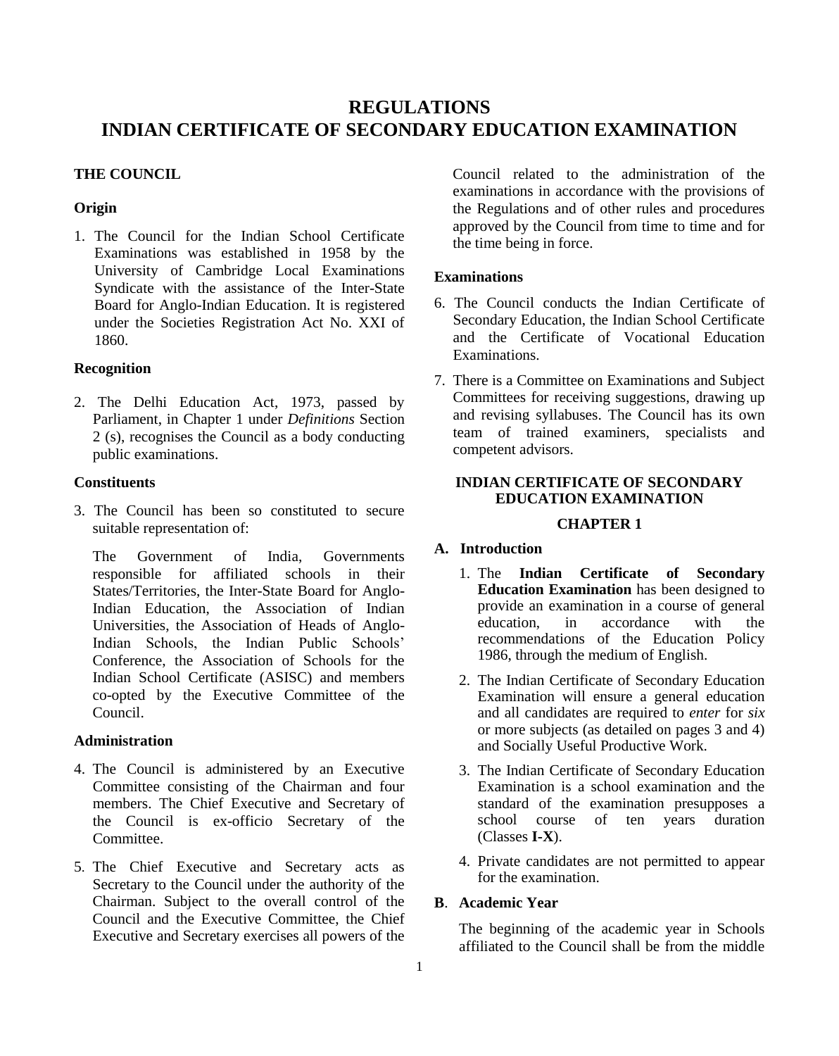# REGULATIONS
# INDIAN CERTIFICATE OF SECONDARY EDUCATION EXAMINATION

## THE COUNCIL

### Origin

1. The Council for the Indian School Certificate Examinations was established in 1958 by the University of Cambridge Local Examinations Syndicate with the assistance of the Inter-State Board for Anglo-Indian Education. It is registered under the Societies Registration Act No. XXI of 1860.

### Recognition

2. The Delhi Education Act, 1973, passed by Parliament, in Chapter 1 under *Definitions* Section 2 (s), recognises the Council as a body conducting public examinations.

### Constituents

3. The Council has been so constituted to secure suitable representation of:

   The Government of India, Governments responsible for affiliated schools in their States/Territories, the Inter-State Board for Anglo-Indian Education, the Association of Indian Universities, the Association of Heads of Anglo-Indian Schools, the Indian Public Schools' Conference, the Association of Schools for the Indian School Certificate (ASISC) and members co-opted by the Executive Committee of the Council.

### Administration

4. The Council is administered by an Executive Committee consisting of the Chairman and four members. The Chief Executive and Secretary of the Council is ex-officio Secretary of the Committee.

5. The Chief Executive and Secretary acts as Secretary to the Council under the authority of the Chairman. Subject to the overall control of the Council and the Executive Committee, the Chief Executive and Secretary exercises all powers of the Council related to the administration of the examinations in accordance with the provisions of the Regulations and of other rules and procedures approved by the Council from time to time and for the time being in force.

### Examinations

6. The Council conducts the Indian Certificate of Secondary Education, the Indian School Certificate and the Certificate of Vocational Education Examinations.

7. There is a Committee on Examinations and Subject Committees for receiving suggestions, drawing up and revising syllabuses. The Council has its own team of trained examiners, specialists and competent advisors.

## INDIAN CERTIFICATE OF SECONDARY EDUCATION EXAMINATION

## CHAPTER 1

### A. Introduction

1. The **Indian Certificate of Secondary Education Examination** has been designed to provide an examination in a course of general education, in accordance with the recommendations of the Education Policy 1986, through the medium of English.

2. The Indian Certificate of Secondary Education Examination will ensure a general education and all candidates are required to *enter* for *six* or more subjects (as detailed on pages 3 and 4) and Socially Useful Productive Work.

3. The Indian Certificate of Secondary Education Examination is a school examination and the standard of the examination presupposes a school course of ten years duration (Classes **I-X**).

4. Private candidates are not permitted to appear for the examination.

### B. Academic Year

The beginning of the academic year in Schools affiliated to the Council shall be from the middle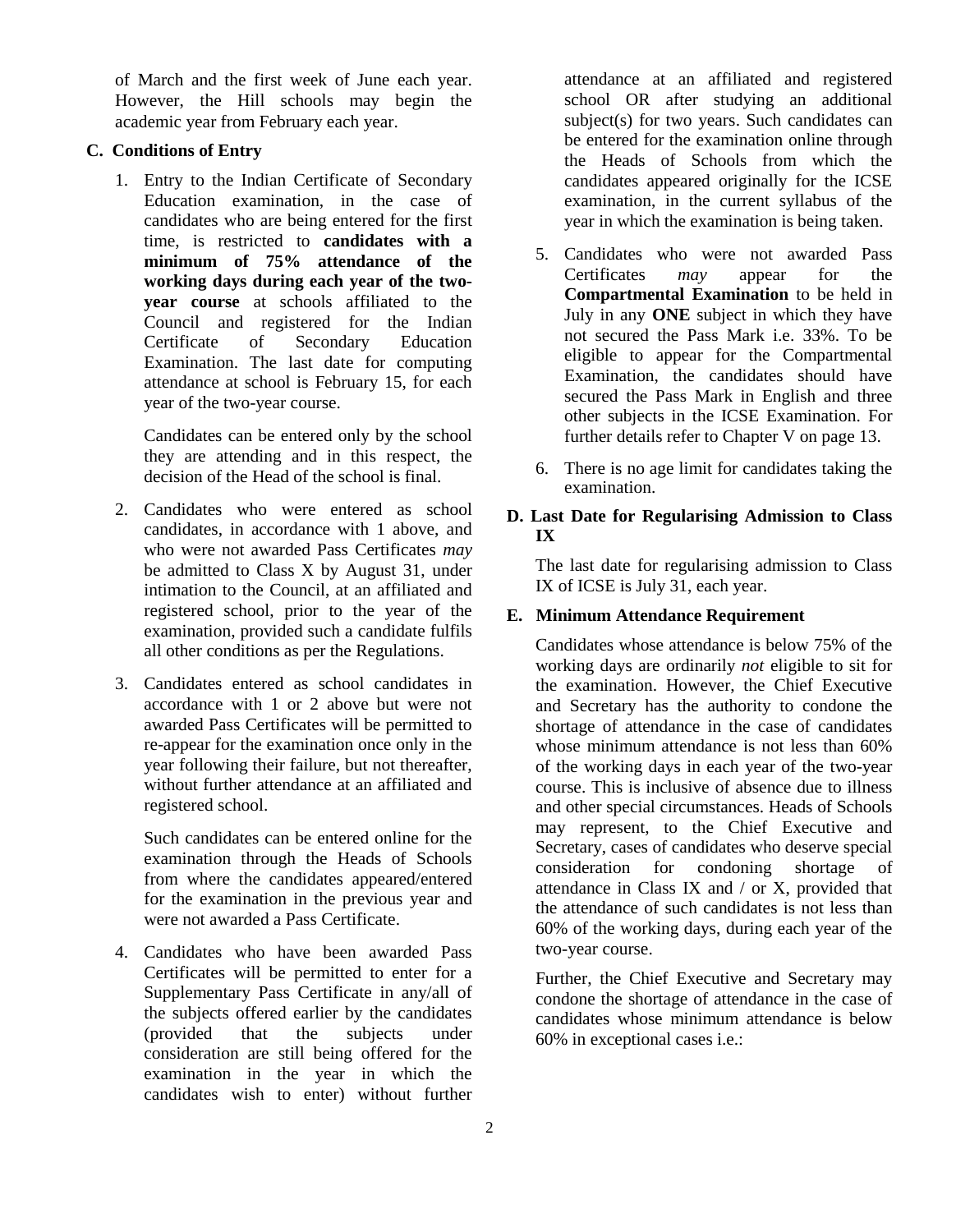of March and the first week of June each year. However, the Hill schools may begin the academic year from February each year.

## C. Conditions of Entry

1. Entry to the Indian Certificate of Secondary Education examination, in the case of candidates who are being entered for the first time, is restricted to **candidates with a minimum of 75% attendance of the working days during each year of the two-year course** at schools affiliated to the Council and registered for the Indian Certificate of Secondary Education Examination. The last date for computing attendance at school is February 15, for each year of the two-year course.

   Candidates can be entered only by the school they are attending and in this respect, the decision of the Head of the school is final.

2. Candidates who were entered as school candidates, in accordance with 1 above, and who were not awarded Pass Certificates *may* be admitted to Class X by August 31, under intimation to the Council, at an affiliated and registered school, prior to the year of the examination, provided such a candidate fulfils all other conditions as per the Regulations.

3. Candidates entered as school candidates in accordance with 1 or 2 above but were not awarded Pass Certificates will be permitted to re-appear for the examination once only in the year following their failure, but not thereafter, without further attendance at an affiliated and registered school.

   Such candidates can be entered online for the examination through the Heads of Schools from where the candidates appeared/entered for the examination in the previous year and were not awarded a Pass Certificate.

4. Candidates who have been awarded Pass Certificates will be permitted to enter for a Supplementary Pass Certificate in any/all of the subjects offered earlier by the candidates (provided that the subjects under consideration are still being offered for the examination in the year in which the candidates wish to enter) without further attendance at an affiliated and registered school OR after studying an additional subject(s) for two years. Such candidates can be entered for the examination online through the Heads of Schools from which the candidates appeared originally for the ICSE examination, in the current syllabus of the year in which the examination is being taken.

5. Candidates who were not awarded Pass Certificates *may* appear for the **Compartmental Examination** to be held in July in any **ONE** subject in which they have not secured the Pass Mark i.e. 33%. To be eligible to appear for the Compartmental Examination, the candidates should have secured the Pass Mark in English and three other subjects in the ICSE Examination. For further details refer to Chapter V on page 13.

6. There is no age limit for candidates taking the examination.

## D. Last Date for Regularising Admission to Class IX

The last date for regularising admission to Class IX of ICSE is July 31, each year.

## E. Minimum Attendance Requirement

Candidates whose attendance is below 75% of the working days are ordinarily *not* eligible to sit for the examination. However, the Chief Executive and Secretary has the authority to condone the shortage of attendance in the case of candidates whose minimum attendance is not less than 60% of the working days in each year of the two-year course. This is inclusive of absence due to illness and other special circumstances. Heads of Schools may represent, to the Chief Executive and Secretary, cases of candidates who deserve special consideration for condoning shortage of attendance in Class IX and / or X, provided that the attendance of such candidates is not less than 60% of the working days, during each year of the two-year course.

Further, the Chief Executive and Secretary may condone the shortage of attendance in the case of candidates whose minimum attendance is below 60% in exceptional cases i.e.: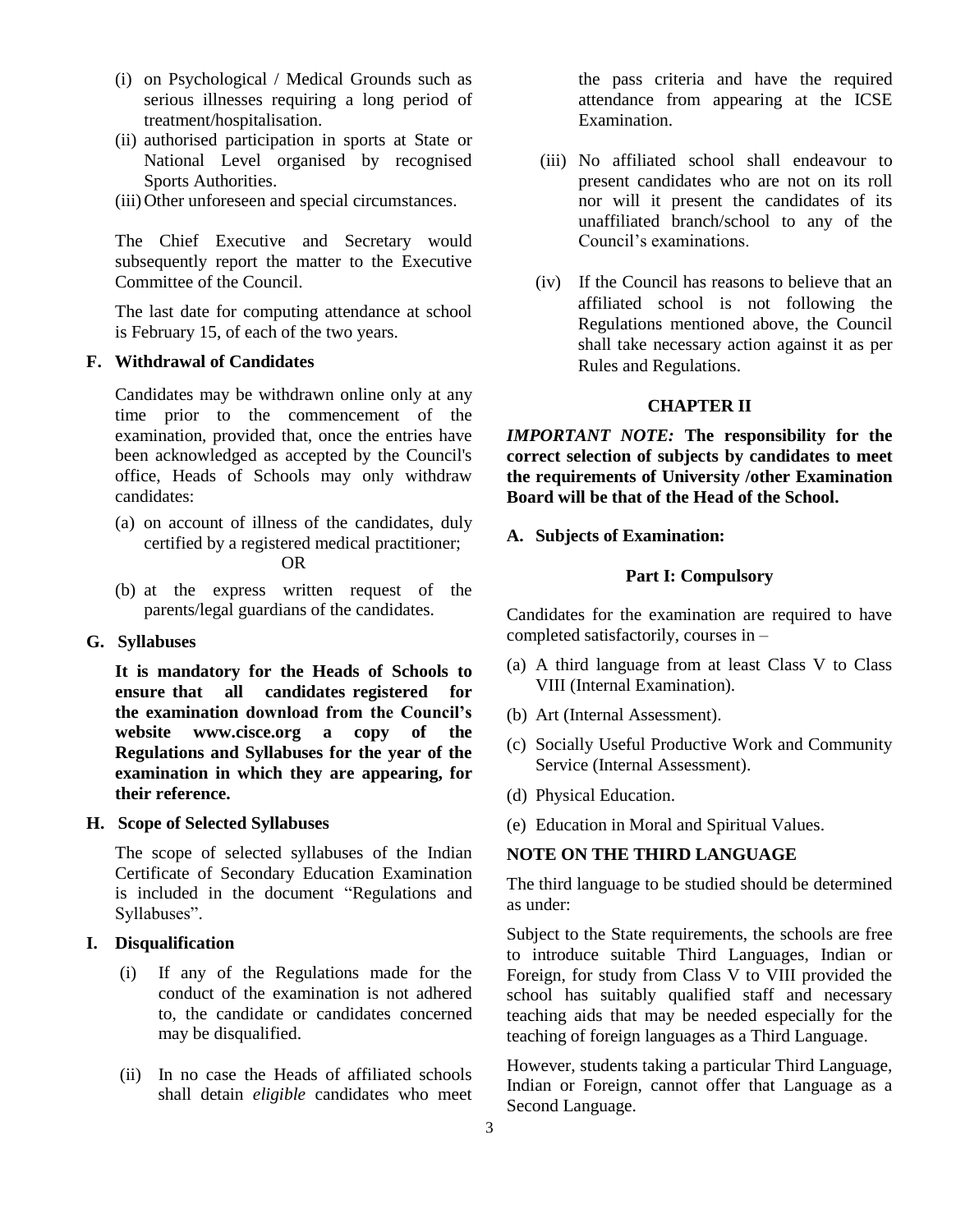(i) on Psychological / Medical Grounds such as serious illnesses requiring a long period of treatment/hospitalisation.

(ii) authorised participation in sports at State or National Level organised by recognised Sports Authorities.

(iii) Other unforeseen and special circumstances.

The Chief Executive and Secretary would subsequently report the matter to the Executive Committee of the Council.

The last date for computing attendance at school is February 15, of each of the two years.

**F. Withdrawal of Candidates**

Candidates may be withdrawn online only at any time prior to the commencement of the examination, provided that, once the entries have been acknowledged as accepted by the Council's office, Heads of Schools may only withdraw candidates:

(a) on account of illness of the candidates, duly certified by a registered medical practitioner;

OR

(b) at the express written request of the parents/legal guardians of the candidates.

**G. Syllabuses**

**It is mandatory for the Heads of Schools to ensure that all candidates registered for the examination download from the Council's website www.cisce.org a copy of the Regulations and Syllabuses for the year of the examination in which they are appearing, for their reference.**

**H. Scope of Selected Syllabuses**

The scope of selected syllabuses of the Indian Certificate of Secondary Education Examination is included in the document "Regulations and Syllabuses".

**I. Disqualification**

(i) If any of the Regulations made for the conduct of the examination is not adhered to, the candidate or candidates concerned may be disqualified.

(ii) In no case the Heads of affiliated schools shall detain *eligible* candidates who meet the pass criteria and have the required attendance from appearing at the ICSE Examination.

(iii) No affiliated school shall endeavour to present candidates who are not on its roll nor will it present the candidates of its unaffiliated branch/school to any of the Council's examinations.

(iv) If the Council has reasons to believe that an affiliated school is not following the Regulations mentioned above, the Council shall take necessary action against it as per Rules and Regulations.

## CHAPTER II

***IMPORTANT NOTE:*** **The responsibility for the correct selection of subjects by candidates to meet the requirements of University /other Examination Board will be that of the Head of the School.**

**A. Subjects of Examination:**

**Part I: Compulsory**

Candidates for the examination are required to have completed satisfactorily, courses in –

(a) A third language from at least Class V to Class VIII (Internal Examination).

(b) Art (Internal Assessment).

(c) Socially Useful Productive Work and Community Service (Internal Assessment).

(d) Physical Education.

(e) Education in Moral and Spiritual Values.

**NOTE ON THE THIRD LANGUAGE**

The third language to be studied should be determined as under:

Subject to the State requirements, the schools are free to introduce suitable Third Languages, Indian or Foreign, for study from Class V to VIII provided the school has suitably qualified staff and necessary teaching aids that may be needed especially for the teaching of foreign languages as a Third Language.

However, students taking a particular Third Language, Indian or Foreign, cannot offer that Language as a Second Language.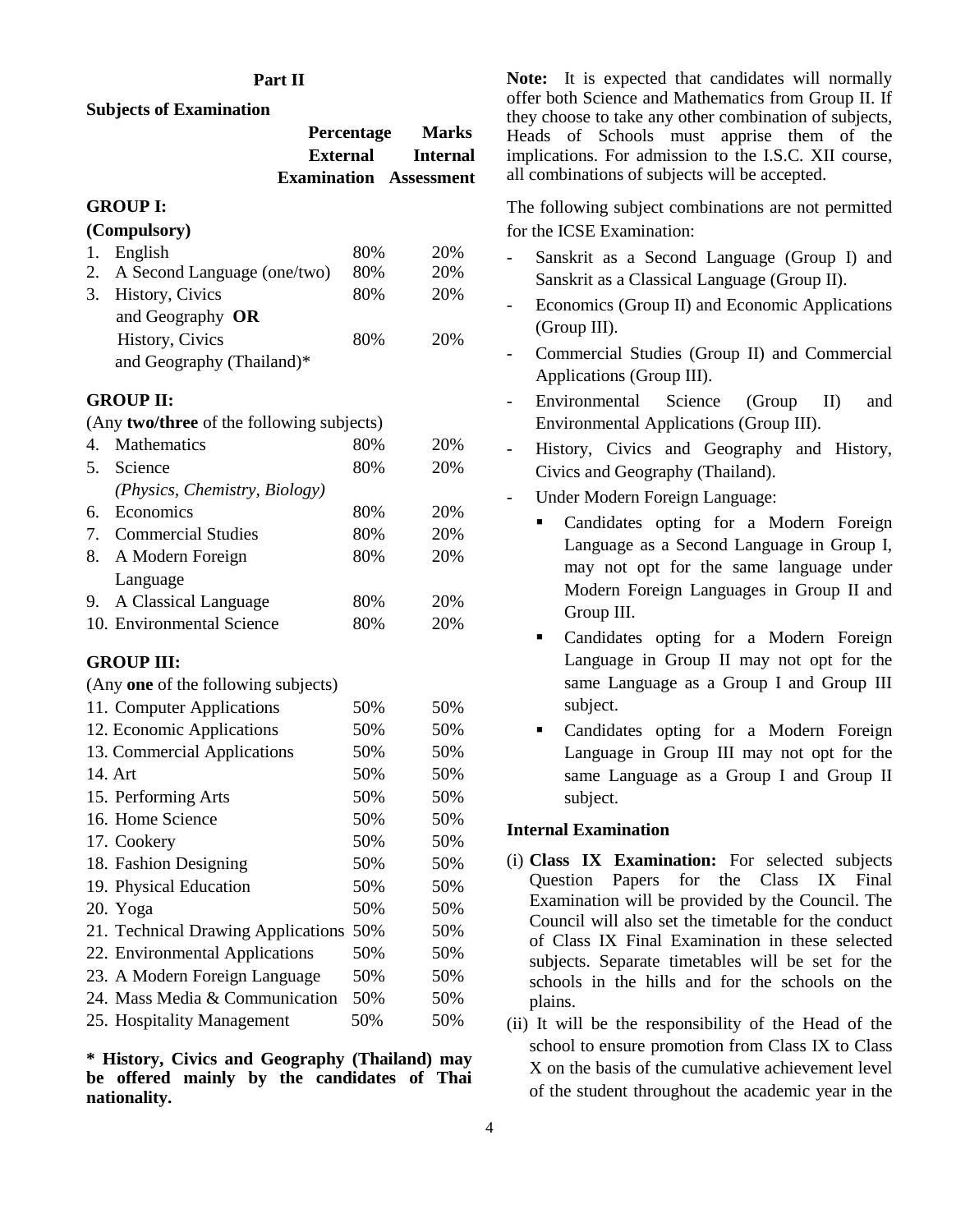## Part II

**Subjects of Examination**

| | Percentage External Examination | Marks Internal Assessment |
|---|---|---|
| **GROUP I:** | | |
| **(Compulsory)** | | |
| 1. English | 80% | 20% |
| 2. A Second Language (one/two) | 80% | 20% |
| 3. History, Civics and Geography **OR** | 80% | 20% |
| History, Civics and Geography (Thailand)* | 80% | 20% |
| **GROUP II:** | | |
| (Any **two/three** of the following subjects) | | |
| 4. Mathematics | 80% | 20% |
| 5. Science *(Physics, Chemistry, Biology)* | 80% | 20% |
| 6. Economics | 80% | 20% |
| 7. Commercial Studies | 80% | 20% |
| 8. A Modern Foreign Language | 80% | 20% |
| 9. A Classical Language | 80% | 20% |
| 10. Environmental Science | 80% | 20% |
| **GROUP III:** | | |
| (Any **one** of the following subjects) | | |
| 11. Computer Applications | 50% | 50% |
| 12. Economic Applications | 50% | 50% |
| 13. Commercial Applications | 50% | 50% |
| 14. Art | 50% | 50% |
| 15. Performing Arts | 50% | 50% |
| 16. Home Science | 50% | 50% |
| 17. Cookery | 50% | 50% |
| 18. Fashion Designing | 50% | 50% |
| 19. Physical Education | 50% | 50% |
| 20. Yoga | 50% | 50% |
| 21. Technical Drawing Applications | 50% | 50% |
| 22. Environmental Applications | 50% | 50% |
| 23. A Modern Foreign Language | 50% | 50% |
| 24. Mass Media & Communication | 50% | 50% |
| 25. Hospitality Management | 50% | 50% |

**\* History, Civics and Geography (Thailand) may be offered mainly by the candidates of Thai nationality.**

**Note:** It is expected that candidates will normally offer both Science and Mathematics from Group II. If they choose to take any other combination of subjects, Heads of Schools must apprise them of the implications. For admission to the I.S.C. XII course, all combinations of subjects will be accepted.

The following subject combinations are not permitted for the ICSE Examination:

- Sanskrit as a Second Language (Group I) and Sanskrit as a Classical Language (Group II).
- Economics (Group II) and Economic Applications (Group III).
- Commercial Studies (Group II) and Commercial Applications (Group III).
- Environmental Science (Group II) and Environmental Applications (Group III).
- History, Civics and Geography and History, Civics and Geography (Thailand).
- Under Modern Foreign Language:
  - Candidates opting for a Modern Foreign Language as a Second Language in Group I, may not opt for the same language under Modern Foreign Languages in Group II and Group III.
  - Candidates opting for a Modern Foreign Language in Group II may not opt for the same Language as a Group I and Group III subject.
  - Candidates opting for a Modern Foreign Language in Group III may not opt for the same Language as a Group I and Group II subject.

### Internal Examination

(i) **Class IX Examination:** For selected subjects Question Papers for the Class IX Final Examination will be provided by the Council. The Council will also set the timetable for the conduct of Class IX Final Examination in these selected subjects. Separate timetables will be set for the schools in the hills and for the schools on the plains.

(ii) It will be the responsibility of the Head of the school to ensure promotion from Class IX to Class X on the basis of the cumulative achievement level of the student throughout the academic year in the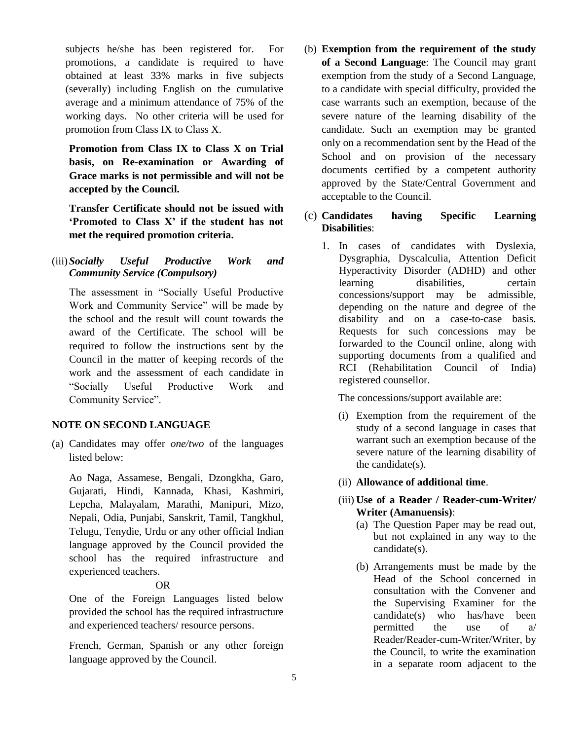subjects he/she has been registered for. For promotions, a candidate is required to have obtained at least 33% marks in five subjects (severally) including English on the cumulative average and a minimum attendance of 75% of the working days. No other criteria will be used for promotion from Class IX to Class X.

**Promotion from Class IX to Class X on Trial basis, on Re-examination or Awarding of Grace marks is not permissible and will not be accepted by the Council.**

**Transfer Certificate should not be issued with 'Promoted to Class X' if the student has not met the required promotion criteria.**

(iii) ***Socially Useful Productive Work and Community Service (Compulsory)***

The assessment in "Socially Useful Productive Work and Community Service" will be made by the school and the result will count towards the award of the Certificate. The school will be required to follow the instructions sent by the Council in the matter of keeping records of the work and the assessment of each candidate in "Socially Useful Productive Work and Community Service".

**NOTE ON SECOND LANGUAGE**

(a) Candidates may offer *one/two* of the languages listed below:

Ao Naga, Assamese, Bengali, Dzongkha, Garo, Gujarati, Hindi, Kannada, Khasi, Kashmiri, Lepcha, Malayalam, Marathi, Manipuri, Mizo, Nepali, Odia, Punjabi, Sanskrit, Tamil, Tangkhul, Telugu, Tenydie, Urdu or any other official Indian language approved by the Council provided the school has the required infrastructure and experienced teachers.

OR

One of the Foreign Languages listed below provided the school has the required infrastructure and experienced teachers/ resource persons.

French, German, Spanish or any other foreign language approved by the Council.

(b) **Exemption from the requirement of the study of a Second Language**: The Council may grant exemption from the study of a Second Language, to a candidate with special difficulty, provided the case warrants such an exemption, because of the severe nature of the learning disability of the candidate. Such an exemption may be granted only on a recommendation sent by the Head of the School and on provision of the necessary documents certified by a competent authority approved by the State/Central Government and acceptable to the Council.

(c) **Candidates having Specific Learning Disabilities**:

1. In cases of candidates with Dyslexia, Dysgraphia, Dyscalculia, Attention Deficit Hyperactivity Disorder (ADHD) and other learning disabilities, certain concessions/support may be admissible, depending on the nature and degree of the disability and on a case-to-case basis. Requests for such concessions may be forwarded to the Council online, along with supporting documents from a qualified and RCI (Rehabilitation Council of India) registered counsellor.

   The concessions/support available are:

   (i) Exemption from the requirement of the study of a second language in cases that warrant such an exemption because of the severe nature of the learning disability of the candidate(s).

   (ii) **Allowance of additional time**.

   (iii) **Use of a Reader / Reader-cum-Writer/ Writer (Amanuensis)**:

   (a) The Question Paper may be read out, but not explained in any way to the candidate(s).

   (b) Arrangements must be made by the Head of the School concerned in consultation with the Convener and the Supervising Examiner for the candidate(s) who has/have been permitted the use of a/ Reader/Reader-cum-Writer/Writer, by the Council, to write the examination in a separate room adjacent to the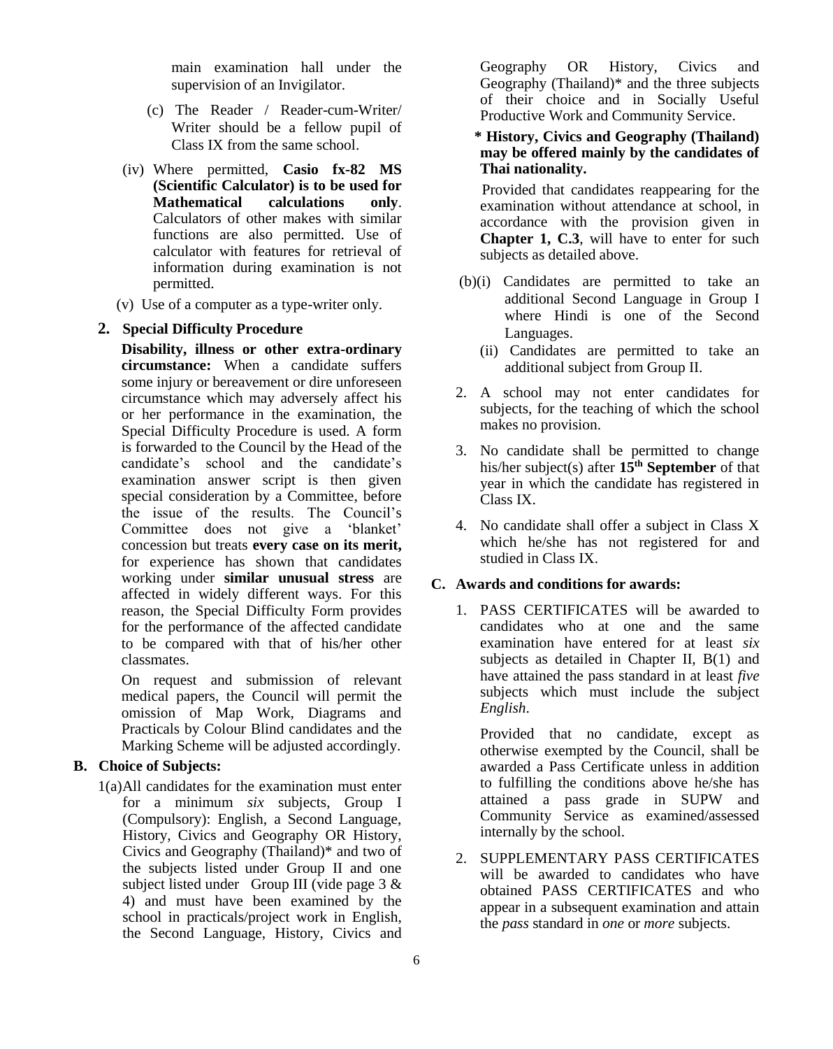main examination hall under the supervision of an Invigilator.

(c) The Reader / Reader-cum-Writer/ Writer should be a fellow pupil of Class IX from the same school.

(iv) Where permitted, **Casio fx-82 MS (Scientific Calculator) is to be used for Mathematical calculations only**. Calculators of other makes with similar functions are also permitted. Use of calculator with features for retrieval of information during examination is not permitted.

(v) Use of a computer as a type-writer only.

**2. Special Difficulty Procedure**

**Disability, illness or other extra-ordinary circumstance:** When a candidate suffers some injury or bereavement or dire unforeseen circumstance which may adversely affect his or her performance in the examination, the Special Difficulty Procedure is used. A form is forwarded to the Council by the Head of the candidate's school and the candidate's examination answer script is then given special consideration by a Committee, before the issue of the results. The Council's Committee does not give a 'blanket' concession but treats **every case on its merit,** for experience has shown that candidates working under **similar unusual stress** are affected in widely different ways. For this reason, the Special Difficulty Form provides for the performance of the affected candidate to be compared with that of his/her other classmates.

On request and submission of relevant medical papers, the Council will permit the omission of Map Work, Diagrams and Practicals by Colour Blind candidates and the Marking Scheme will be adjusted accordingly.

## B. Choice of Subjects:

1(a) All candidates for the examination must enter for a minimum *six* subjects, Group I (Compulsory): English, a Second Language, History, Civics and Geography OR History, Civics and Geography (Thailand)* and two of the subjects listed under Group II and one subject listed under Group III (vide page 3 & 4) and must have been examined by the school in practicals/project work in English, the Second Language, History, Civics and Geography OR History, Civics and Geography (Thailand)* and the three subjects of their choice and in Socially Useful Productive Work and Community Service.

**\* History, Civics and Geography (Thailand) may be offered mainly by the candidates of Thai nationality.**

Provided that candidates reappearing for the examination without attendance at school, in accordance with the provision given in **Chapter 1, C.3**, will have to enter for such subjects as detailed above.

(b)(i) Candidates are permitted to take an additional Second Language in Group I where Hindi is one of the Second Languages.

(ii) Candidates are permitted to take an additional subject from Group II.

2. A school may not enter candidates for subjects, for the teaching of which the school makes no provision.

3. No candidate shall be permitted to change his/her subject(s) after **15th September** of that year in which the candidate has registered in Class IX.

4. No candidate shall offer a subject in Class X which he/she has not registered for and studied in Class IX.

## C. Awards and conditions for awards:

1. PASS CERTIFICATES will be awarded to candidates who at one and the same examination have entered for at least *six* subjects as detailed in Chapter II, B(1) and have attained the pass standard in at least *five* subjects which must include the subject *English*.

   Provided that no candidate, except as otherwise exempted by the Council, shall be awarded a Pass Certificate unless in addition to fulfilling the conditions above he/she has attained a pass grade in SUPW and Community Service as examined/assessed internally by the school.

2. SUPPLEMENTARY PASS CERTIFICATES will be awarded to candidates who have obtained PASS CERTIFICATES and who appear in a subsequent examination and attain the *pass* standard in *one* or *more* subjects.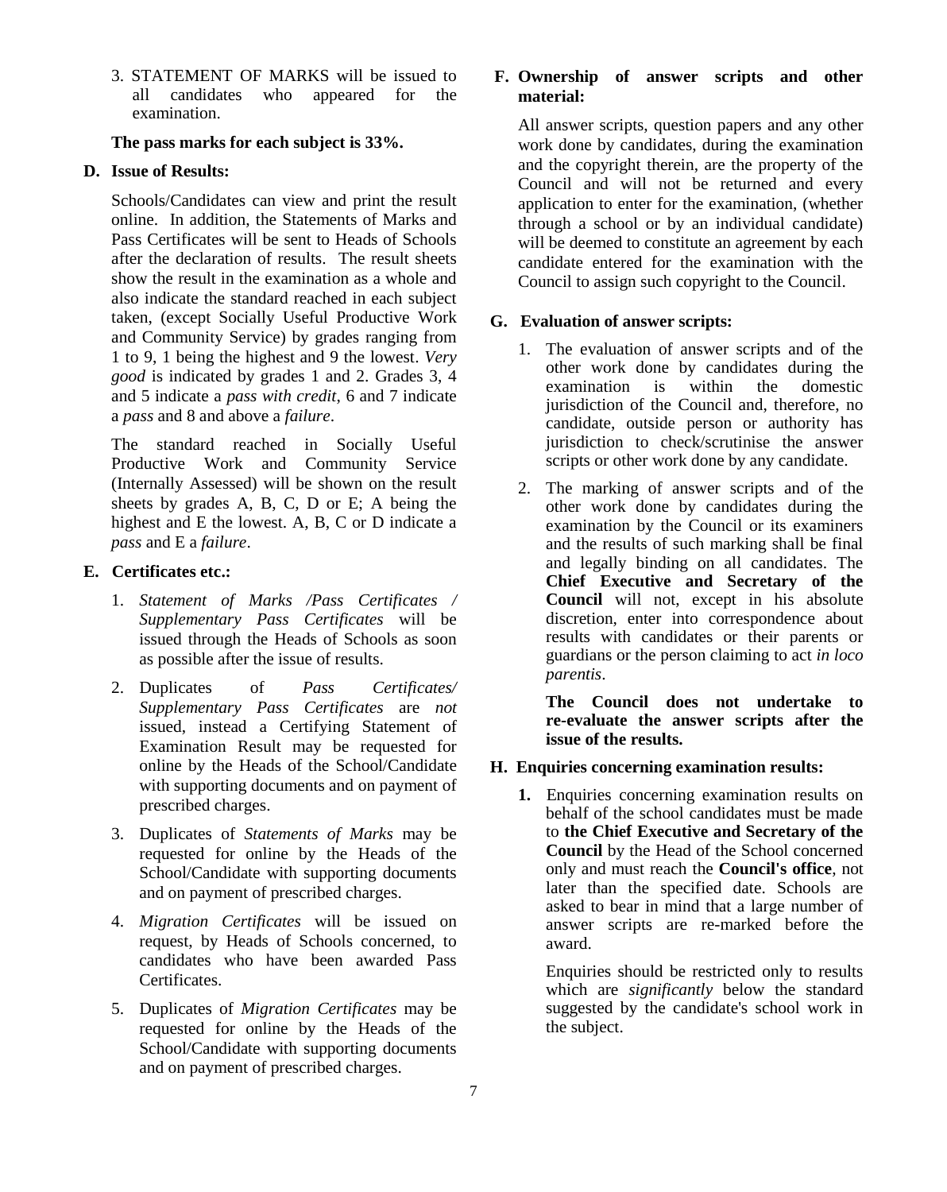3. STATEMENT OF MARKS will be issued to all candidates who appeared for the examination.

**The pass marks for each subject is 33%.**

**D. Issue of Results:**

Schools/Candidates can view and print the result online. In addition, the Statements of Marks and Pass Certificates will be sent to Heads of Schools after the declaration of results. The result sheets show the result in the examination as a whole and also indicate the standard reached in each subject taken, (except Socially Useful Productive Work and Community Service) by grades ranging from 1 to 9, 1 being the highest and 9 the lowest. *Very good* is indicated by grades 1 and 2. Grades 3, 4 and 5 indicate a *pass with credit*, 6 and 7 indicate a *pass* and 8 and above a *failure*.

The standard reached in Socially Useful Productive Work and Community Service (Internally Assessed) will be shown on the result sheets by grades A, B, C, D or E; A being the highest and E the lowest. A, B, C or D indicate a *pass* and E a *failure*.

**E. Certificates etc.:**

1. *Statement of Marks /Pass Certificates / Supplementary Pass Certificates* will be issued through the Heads of Schools as soon as possible after the issue of results.

2. Duplicates of *Pass Certificates/ Supplementary Pass Certificates* are *not* issued, instead a Certifying Statement of Examination Result may be requested for online by the Heads of the School/Candidate with supporting documents and on payment of prescribed charges.

3. Duplicates of *Statements of Marks* may be requested for online by the Heads of the School/Candidate with supporting documents and on payment of prescribed charges.

4. *Migration Certificates* will be issued on request, by Heads of Schools concerned, to candidates who have been awarded Pass Certificates.

5. Duplicates of *Migration Certificates* may be requested for online by the Heads of the School/Candidate with supporting documents and on payment of prescribed charges.

**F. Ownership of answer scripts and other material:**

All answer scripts, question papers and any other work done by candidates, during the examination and the copyright therein, are the property of the Council and will not be returned and every application to enter for the examination, (whether through a school or by an individual candidate) will be deemed to constitute an agreement by each candidate entered for the examination with the Council to assign such copyright to the Council.

**G. Evaluation of answer scripts:**

1. The evaluation of answer scripts and of the other work done by candidates during the examination is within the domestic jurisdiction of the Council and, therefore, no candidate, outside person or authority has jurisdiction to check/scrutinise the answer scripts or other work done by any candidate.

2. The marking of answer scripts and of the other work done by candidates during the examination by the Council or its examiners and the results of such marking shall be final and legally binding on all candidates. The **Chief Executive and Secretary of the Council** will not, except in his absolute discretion, enter into correspondence about results with candidates or their parents or guardians or the person claiming to act *in loco parentis*.

   **The Council does not undertake to re-evaluate the answer scripts after the issue of the results.**

**H. Enquiries concerning examination results:**

**1.** Enquiries concerning examination results on behalf of the school candidates must be made to **the Chief Executive and Secretary of the Council** by the Head of the School concerned only and must reach the **Council's office**, not later than the specified date. Schools are asked to bear in mind that a large number of answer scripts are re-marked before the award.

   Enquiries should be restricted only to results which are *significantly* below the standard suggested by the candidate's school work in the subject.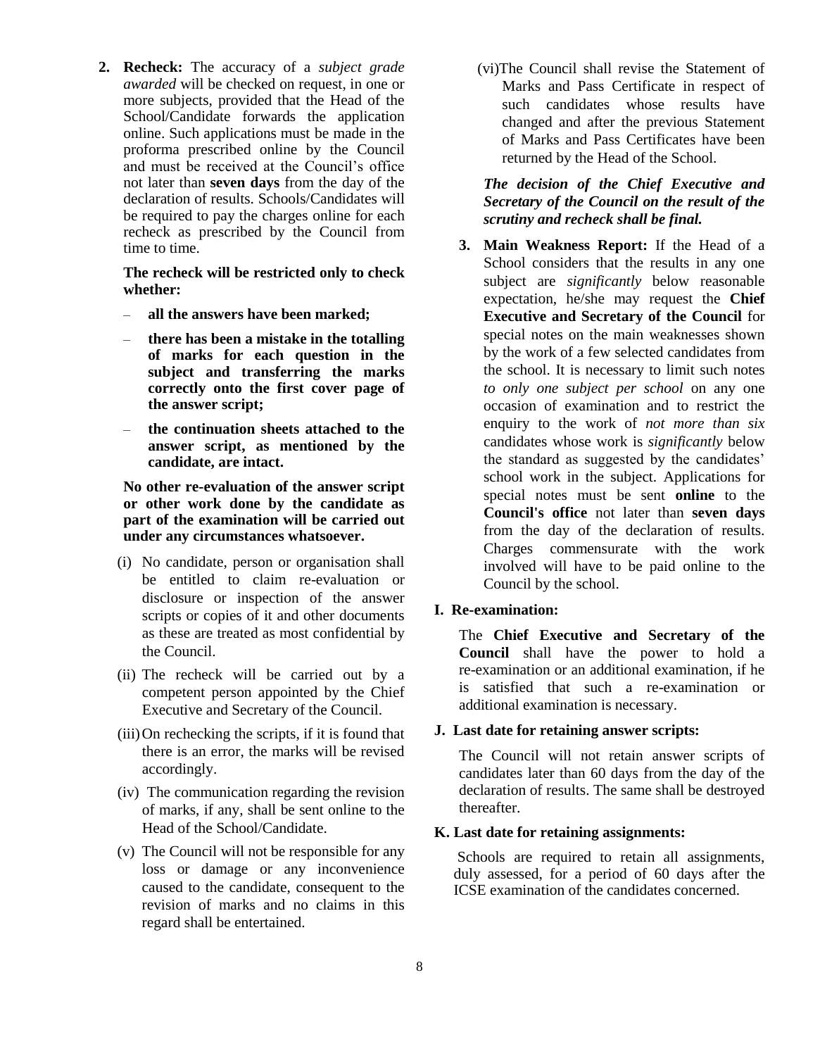2. **Recheck:** The accuracy of a *subject grade awarded* will be checked on request, in one or more subjects, provided that the Head of the School/Candidate forwards the application online. Such applications must be made in the proforma prescribed online by the Council and must be received at the Council's office not later than **seven days** from the day of the declaration of results. Schools/Candidates will be required to pay the charges online for each recheck as prescribed by the Council from time to time.

   **The recheck will be restricted only to check whether:**

   - **all the answers have been marked;**
   - **there has been a mistake in the totalling of marks for each question in the subject and transferring the marks correctly onto the first cover page of the answer script;**
   - **the continuation sheets attached to the answer script, as mentioned by the candidate, are intact.**

   **No other re-evaluation of the answer script or other work done by the candidate as part of the examination will be carried out under any circumstances whatsoever.**

   (i) No candidate, person or organisation shall be entitled to claim re-evaluation or disclosure or inspection of the answer scripts or copies of it and other documents as these are treated as most confidential by the Council.

   (ii) The recheck will be carried out by a competent person appointed by the Chief Executive and Secretary of the Council.

   (iii) On rechecking the scripts, if it is found that there is an error, the marks will be revised accordingly.

   (iv) The communication regarding the revision of marks, if any, shall be sent online to the Head of the School/Candidate.

   (v) The Council will not be responsible for any loss or damage or any inconvenience caused to the candidate, consequent to the revision of marks and no claims in this regard shall be entertained.

   (vi) The Council shall revise the Statement of Marks and Pass Certificate in respect of such candidates whose results have changed and after the previous Statement of Marks and Pass Certificates have been returned by the Head of the School.

   ***The decision of the Chief Executive and Secretary of the Council on the result of the scrutiny and recheck shall be final.***

3. **Main Weakness Report:** If the Head of a School considers that the results in any one subject are *significantly* below reasonable expectation, he/she may request the **Chief Executive and Secretary of the Council** for special notes on the main weaknesses shown by the work of a few selected candidates from the school. It is necessary to limit such notes *to only one subject per school* on any one occasion of examination and to restrict the enquiry to the work of *not more than six* candidates whose work is *significantly* below the standard as suggested by the candidates' school work in the subject. Applications for special notes must be sent **online** to the **Council's office** not later than **seven days** from the day of the declaration of results. Charges commensurate with the work involved will have to be paid online to the Council by the school.

## I. Re-examination:

The **Chief Executive and Secretary of the Council** shall have the power to hold a re-examination or an additional examination, if he is satisfied that such a re-examination or additional examination is necessary.

## J. Last date for retaining answer scripts:

The Council will not retain answer scripts of candidates later than 60 days from the day of the declaration of results. The same shall be destroyed thereafter.

## K. Last date for retaining assignments:

Schools are required to retain all assignments, duly assessed, for a period of 60 days after the ICSE examination of the candidates concerned.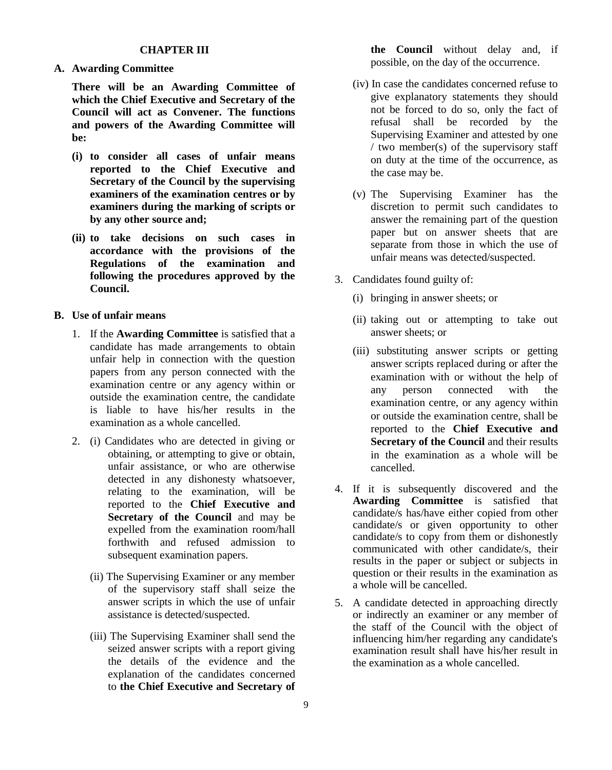# CHAPTER III

## A. Awarding Committee

**There will be an Awarding Committee of which the Chief Executive and Secretary of the Council will act as Convener. The functions and powers of the Awarding Committee will be:**

**(i) to consider all cases of unfair means reported to the Chief Executive and Secretary of the Council by the supervising examiners of the examination centres or by examiners during the marking of scripts or by any other source and;**

**(ii) to take decisions on such cases in accordance with the provisions of the Regulations of the examination and following the procedures approved by the Council.**

## B. Use of unfair means

1. If the **Awarding Committee** is satisfied that a candidate has made arrangements to obtain unfair help in connection with the question papers from any person connected with the examination centre or any agency within or outside the examination centre, the candidate is liable to have his/her results in the examination as a whole cancelled.

2. (i) Candidates who are detected in giving or obtaining, or attempting to give or obtain, unfair assistance, or who are otherwise detected in any dishonesty whatsoever, relating to the examination, will be reported to the **Chief Executive and Secretary of the Council** and may be expelled from the examination room/hall forthwith and refused admission to subsequent examination papers.

   (ii) The Supervising Examiner or any member of the supervisory staff shall seize the answer scripts in which the use of unfair assistance is detected/suspected.

   (iii) The Supervising Examiner shall send the seized answer scripts with a report giving the details of the evidence and the explanation of the candidates concerned to **the Chief Executive and Secretary of the Council** without delay and, if possible, on the day of the occurrence.

   (iv) In case the candidates concerned refuse to give explanatory statements they should not be forced to do so, only the fact of refusal shall be recorded by the Supervising Examiner and attested by one / two member(s) of the supervisory staff on duty at the time of the occurrence, as the case may be.

   (v) The Supervising Examiner has the discretion to permit such candidates to answer the remaining part of the question paper but on answer sheets that are separate from those in which the use of unfair means was detected/suspected.

3. Candidates found guilty of:

   (i) bringing in answer sheets; or

   (ii) taking out or attempting to take out answer sheets; or

   (iii) substituting answer scripts or getting answer scripts replaced during or after the examination with or without the help of any person connected with the examination centre, or any agency within or outside the examination centre, shall be reported to the **Chief Executive and Secretary of the Council** and their results in the examination as a whole will be cancelled.

4. If it is subsequently discovered and the **Awarding Committee** is satisfied that candidate/s has/have either copied from other candidate/s or given opportunity to other candidate/s to copy from them or dishonestly communicated with other candidate/s, their results in the paper or subject or subjects in question or their results in the examination as a whole will be cancelled.

5. A candidate detected in approaching directly or indirectly an examiner or any member of the staff of the Council with the object of influencing him/her regarding any candidate's examination result shall have his/her result in the examination as a whole cancelled.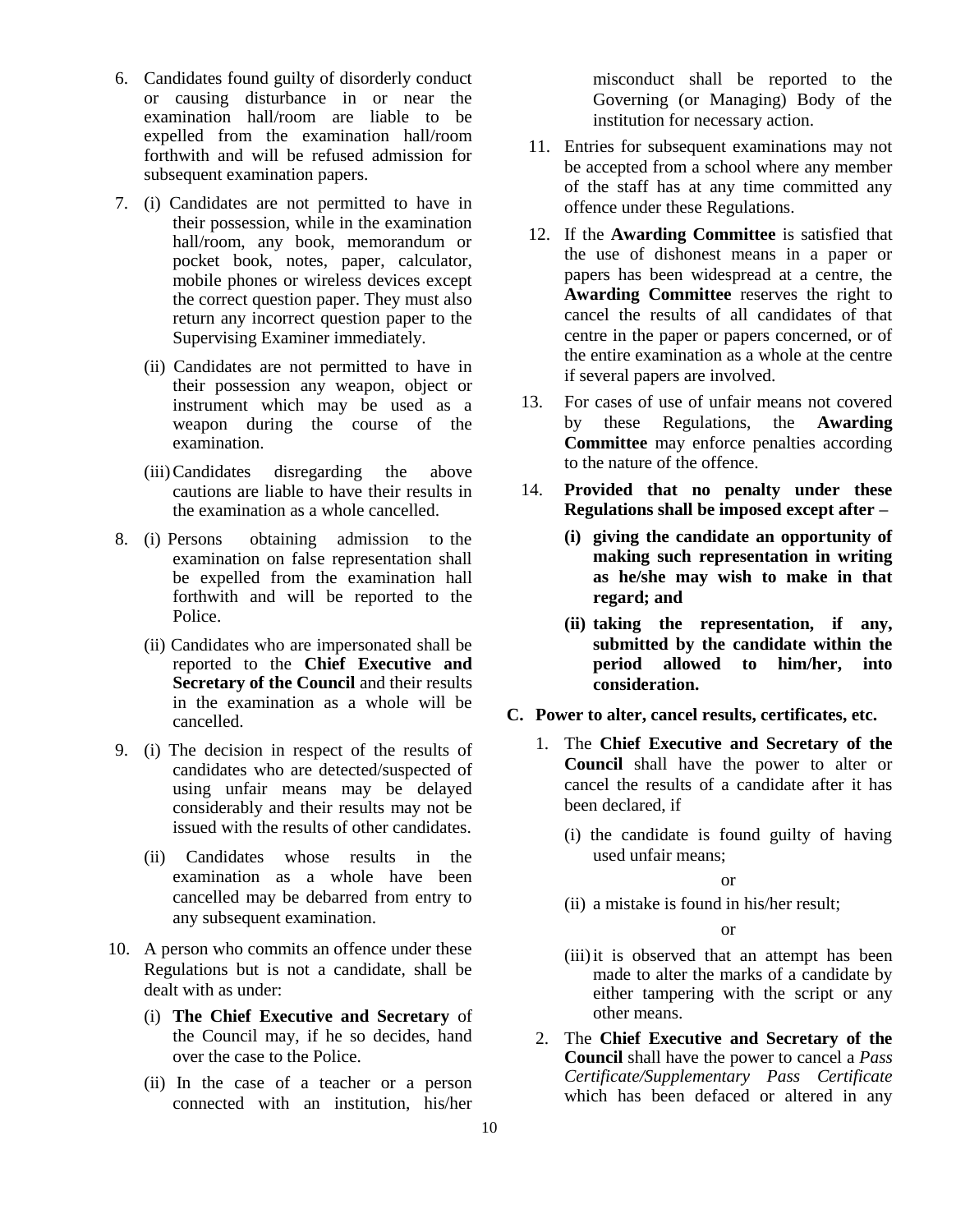6. Candidates found guilty of disorderly conduct or causing disturbance in or near the examination hall/room are liable to be expelled from the examination hall/room forthwith and will be refused admission for subsequent examination papers.

7. (i) Candidates are not permitted to have in their possession, while in the examination hall/room, any book, memorandum or pocket book, notes, paper, calculator, mobile phones or wireless devices except the correct question paper. They must also return any incorrect question paper to the Supervising Examiner immediately.

   (ii) Candidates are not permitted to have in their possession any weapon, object or instrument which may be used as a weapon during the course of the examination.

   (iii) Candidates disregarding the above cautions are liable to have their results in the examination as a whole cancelled.

8. (i) Persons obtaining admission to the examination on false representation shall be expelled from the examination hall forthwith and will be reported to the Police.

   (ii) Candidates who are impersonated shall be reported to the **Chief Executive and Secretary of the Council** and their results in the examination as a whole will be cancelled.

9. (i) The decision in respect of the results of candidates who are detected/suspected of using unfair means may be delayed considerably and their results may not be issued with the results of other candidates.

   (ii) Candidates whose results in the examination as a whole have been cancelled may be debarred from entry to any subsequent examination.

10. A person who commits an offence under these Regulations but is not a candidate, shall be dealt with as under:

    (i) **The Chief Executive and Secretary** of the Council may, if he so decides, hand over the case to the Police.

    (ii) In the case of a teacher or a person connected with an institution, his/her misconduct shall be reported to the Governing (or Managing) Body of the institution for necessary action.

11. Entries for subsequent examinations may not be accepted from a school where any member of the staff has at any time committed any offence under these Regulations.

12. If the **Awarding Committee** is satisfied that the use of dishonest means in a paper or papers has been widespread at a centre, the **Awarding Committee** reserves the right to cancel the results of all candidates of that centre in the paper or papers concerned, or of the entire examination as a whole at the centre if several papers are involved.

13. For cases of use of unfair means not covered by these Regulations, the **Awarding Committee** may enforce penalties according to the nature of the offence.

14. **Provided that no penalty under these Regulations shall be imposed except after –**

    **(i) giving the candidate an opportunity of making such representation in writing as he/she may wish to make in that regard; and**

    **(ii) taking the representation, if any, submitted by the candidate within the period allowed to him/her, into consideration.**

**C. Power to alter, cancel results, certificates, etc.**

1. The **Chief Executive and Secretary of the Council** shall have the power to alter or cancel the results of a candidate after it has been declared, if

   (i) the candidate is found guilty of having used unfair means;

   or

   (ii) a mistake is found in his/her result;

   or

   (iii) it is observed that an attempt has been made to alter the marks of a candidate by either tampering with the script or any other means.

2. The **Chief Executive and Secretary of the Council** shall have the power to cancel a *Pass Certificate/Supplementary Pass Certificate* which has been defaced or altered in any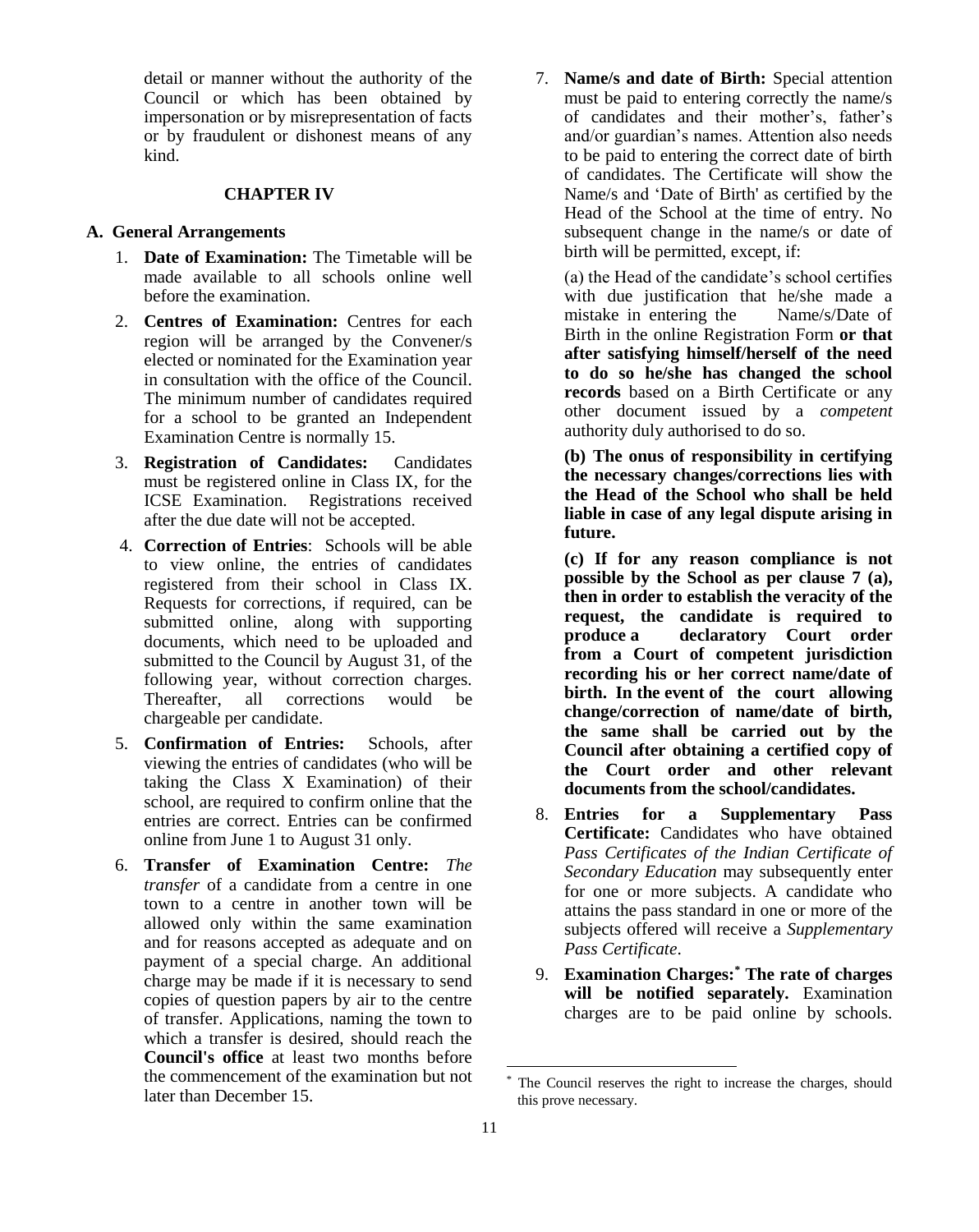detail or manner without the authority of the Council or which has been obtained by impersonation or by misrepresentation of facts or by fraudulent or dishonest means of any kind.

## CHAPTER IV

### A. General Arrangements

1. **Date of Examination:** The Timetable will be made available to all schools online well before the examination.
2. **Centres of Examination:** Centres for each region will be arranged by the Convener/s elected or nominated for the Examination year in consultation with the office of the Council. The minimum number of candidates required for a school to be granted an Independent Examination Centre is normally 15.
3. **Registration of Candidates:** Candidates must be registered online in Class IX, for the ICSE Examination. Registrations received after the due date will not be accepted.
4. **Correction of Entries**: Schools will be able to view online, the entries of candidates registered from their school in Class IX. Requests for corrections, if required, can be submitted online, along with supporting documents, which need to be uploaded and submitted to the Council by August 31, of the following year, without correction charges. Thereafter, all corrections would be chargeable per candidate.
5. **Confirmation of Entries:** Schools, after viewing the entries of candidates (who will be taking the Class X Examination) of their school, are required to confirm online that the entries are correct. Entries can be confirmed online from June 1 to August 31 only.
6. **Transfer of Examination Centre:** *The transfer* of a candidate from a centre in one town to a centre in another town will be allowed only within the same examination and for reasons accepted as adequate and on payment of a special charge. An additional charge may be made if it is necessary to send copies of question papers by air to the centre of transfer. Applications, naming the town to which a transfer is desired, should reach the **Council's office** at least two months before the commencement of the examination but not later than December 15.
7. **Name/s and date of Birth:** Special attention must be paid to entering correctly the name/s of candidates and their mother's, father's and/or guardian's names. Attention also needs to be paid to entering the correct date of birth of candidates. The Certificate will show the Name/s and 'Date of Birth' as certified by the Head of the School at the time of entry. No subsequent change in the name/s or date of birth will be permitted, except, if:

   (a) the Head of the candidate's school certifies with due justification that he/she made a mistake in entering the Name/s/Date of Birth in the online Registration Form **or that after satisfying himself/herself of the need to do so he/she has changed the school records** based on a Birth Certificate or any other document issued by a *competent* authority duly authorised to do so.

   **(b) The onus of responsibility in certifying the necessary changes/corrections lies with the Head of the School who shall be held liable in case of any legal dispute arising in future.**

   **(c) If for any reason compliance is not possible by the School as per clause 7 (a), then in order to establish the veracity of the request, the candidate is required to produce a declaratory Court order from a Court of competent jurisdiction recording his or her correct name/date of birth. In the event of the court allowing change/correction of name/date of birth, the same shall be carried out by the Council after obtaining a certified copy of the Court order and other relevant documents from the school/candidates.**

8. **Entries for a Supplementary Pass Certificate:** Candidates who have obtained *Pass Certificates of the Indian Certificate of Secondary Education* may subsequently enter for one or more subjects. A candidate who attains the pass standard in one or more of the subjects offered will receive a *Supplementary Pass Certificate*.
9. **Examination Charges:[*] The rate of charges will be notified separately.** Examination charges are to be paid online by schools.

[*] The Council reserves the right to increase the charges, should this prove necessary.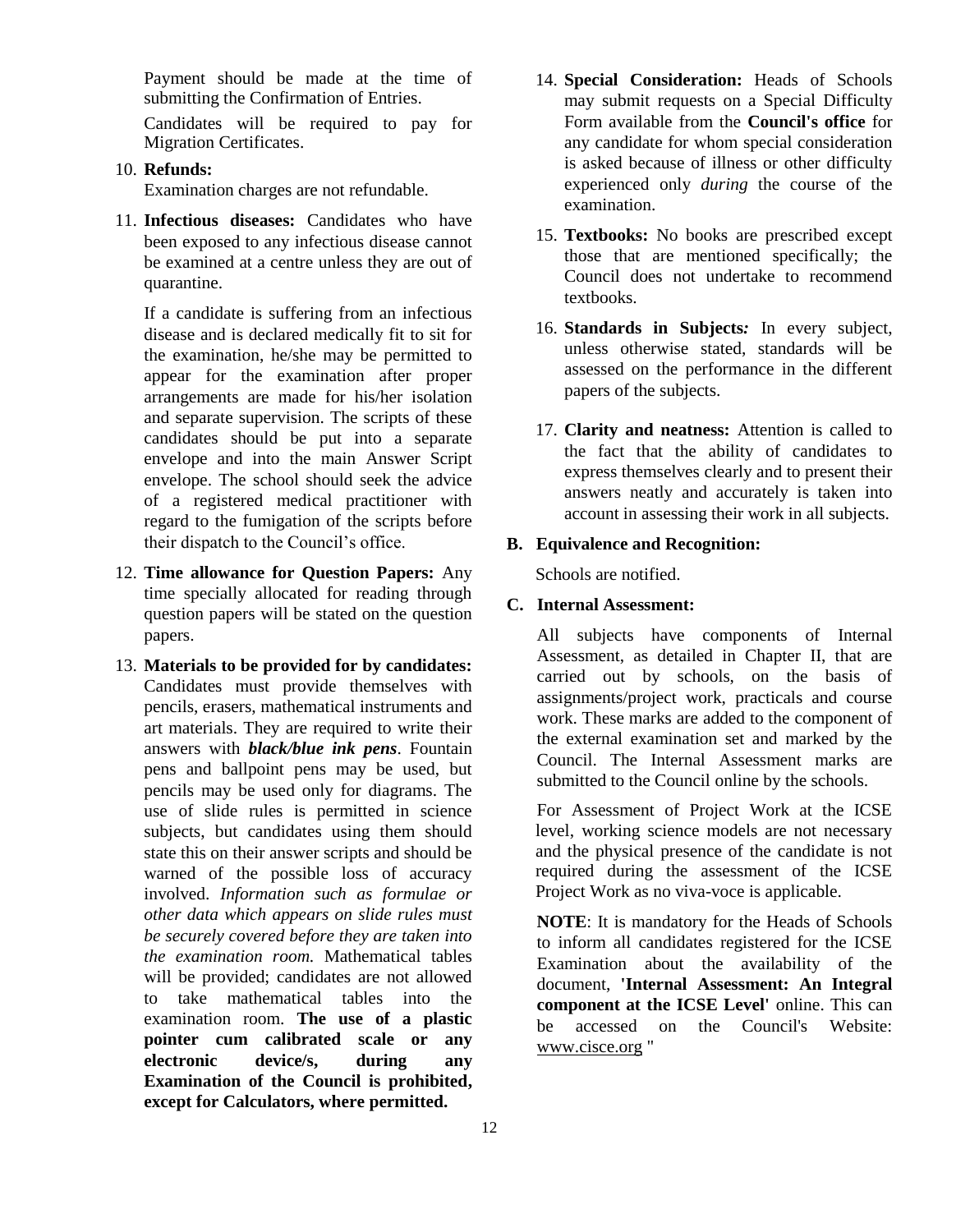Payment should be made at the time of submitting the Confirmation of Entries.

Candidates will be required to pay for Migration Certificates.

10. **Refunds:**

    Examination charges are not refundable.

11. **Infectious diseases:** Candidates who have been exposed to any infectious disease cannot be examined at a centre unless they are out of quarantine.

    If a candidate is suffering from an infectious disease and is declared medically fit to sit for the examination, he/she may be permitted to appear for the examination after proper arrangements are made for his/her isolation and separate supervision. The scripts of these candidates should be put into a separate envelope and into the main Answer Script envelope. The school should seek the advice of a registered medical practitioner with regard to the fumigation of the scripts before their dispatch to the Council's office.

12. **Time allowance for Question Papers:** Any time specially allocated for reading through question papers will be stated on the question papers.

13. **Materials to be provided for by candidates:** Candidates must provide themselves with pencils, erasers, mathematical instruments and art materials. They are required to write their answers with ***black/blue ink pens***. Fountain pens and ballpoint pens may be used, but pencils may be used only for diagrams. The use of slide rules is permitted in science subjects, but candidates using them should state this on their answer scripts and should be warned of the possible loss of accuracy involved. *Information such as formulae or other data which appears on slide rules must be securely covered before they are taken into the examination room.* Mathematical tables will be provided; candidates are not allowed to take mathematical tables into the examination room. **The use of a plastic pointer cum calibrated scale or any electronic device/s, during any Examination of the Council is prohibited, except for Calculators, where permitted.**

14. **Special Consideration:** Heads of Schools may submit requests on a Special Difficulty Form available from the **Council's office** for any candidate for whom special consideration is asked because of illness or other difficulty experienced only *during* the course of the examination.

15. **Textbooks:** No books are prescribed except those that are mentioned specifically; the Council does not undertake to recommend textbooks.

16. **Standards in Subjects*:*** In every subject, unless otherwise stated, standards will be assessed on the performance in the different papers of the subjects.

17. **Clarity and neatness:** Attention is called to the fact that the ability of candidates to express themselves clearly and to present their answers neatly and accurately is taken into account in assessing their work in all subjects.

**B. Equivalence and Recognition:**

Schools are notified.

**C. Internal Assessment:**

All subjects have components of Internal Assessment, as detailed in Chapter II, that are carried out by schools, on the basis of assignments/project work, practicals and course work. These marks are added to the component of the external examination set and marked by the Council. The Internal Assessment marks are submitted to the Council online by the schools.

For Assessment of Project Work at the ICSE level, working science models are not necessary and the physical presence of the candidate is not required during the assessment of the ICSE Project Work as no viva-voce is applicable.

**NOTE**: It is mandatory for the Heads of Schools to inform all candidates registered for the ICSE Examination about the availability of the document, **'Internal Assessment: An Integral component at the ICSE Level'** online. This can be accessed on the Council's Website: www.cisce.org "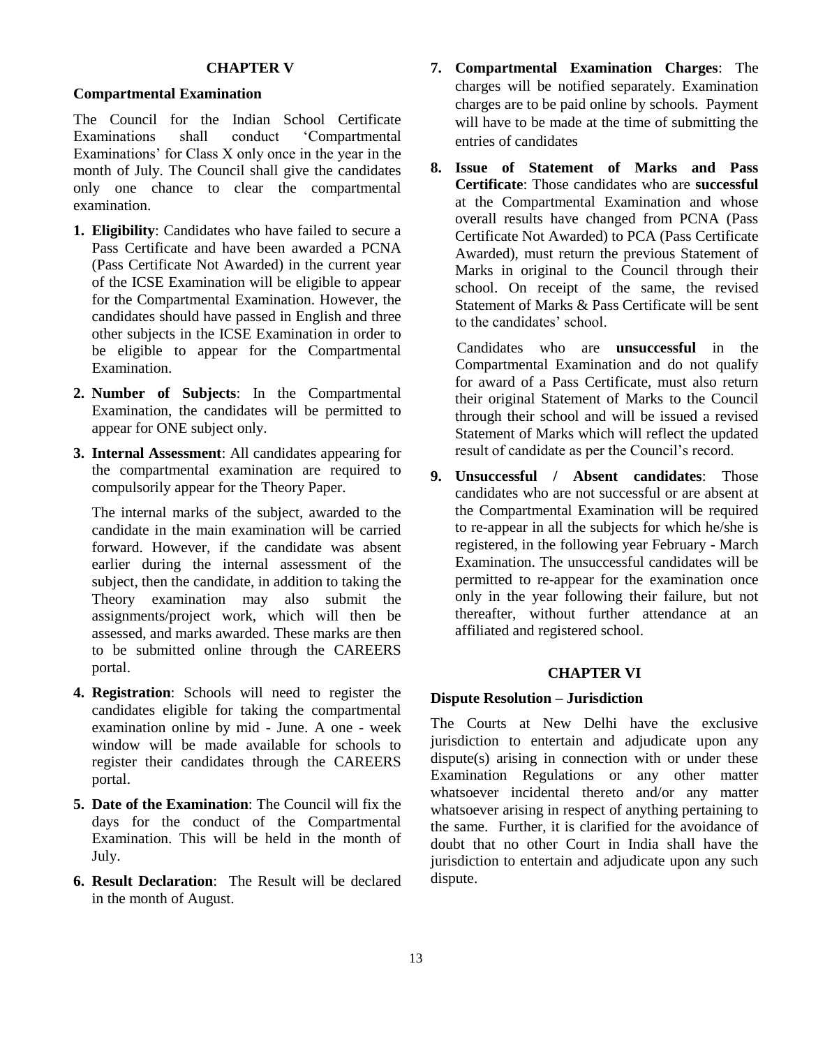## CHAPTER V

### Compartmental Examination

The Council for the Indian School Certificate Examinations shall conduct 'Compartmental Examinations' for Class X only once in the year in the month of July. The Council shall give the candidates only one chance to clear the compartmental examination.

1. **Eligibility**: Candidates who have failed to secure a Pass Certificate and have been awarded a PCNA (Pass Certificate Not Awarded) in the current year of the ICSE Examination will be eligible to appear for the Compartmental Examination. However, the candidates should have passed in English and three other subjects in the ICSE Examination in order to be eligible to appear for the Compartmental Examination.

2. **Number of Subjects**: In the Compartmental Examination, the candidates will be permitted to appear for ONE subject only.

3. **Internal Assessment**: All candidates appearing for the compartmental examination are required to compulsorily appear for the Theory Paper.

   The internal marks of the subject, awarded to the candidate in the main examination will be carried forward. However, if the candidate was absent earlier during the internal assessment of the subject, then the candidate, in addition to taking the Theory examination may also submit the assignments/project work, which will then be assessed, and marks awarded. These marks are then to be submitted online through the CAREERS portal.

4. **Registration**: Schools will need to register the candidates eligible for taking the compartmental examination online by mid - June. A one - week window will be made available for schools to register their candidates through the CAREERS portal.

5. **Date of the Examination**: The Council will fix the days for the conduct of the Compartmental Examination. This will be held in the month of July.

6. **Result Declaration**: The Result will be declared in the month of August.

7. **Compartmental Examination Charges**: The charges will be notified separately. Examination charges are to be paid online by schools. Payment will have to be made at the time of submitting the entries of candidates

8. **Issue of Statement of Marks and Pass Certificate**: Those candidates who are **successful** at the Compartmental Examination and whose overall results have changed from PCNA (Pass Certificate Not Awarded) to PCA (Pass Certificate Awarded), must return the previous Statement of Marks in original to the Council through their school. On receipt of the same, the revised Statement of Marks & Pass Certificate will be sent to the candidates' school.

   Candidates who are **unsuccessful** in the Compartmental Examination and do not qualify for award of a Pass Certificate, must also return their original Statement of Marks to the Council through their school and will be issued a revised Statement of Marks which will reflect the updated result of candidate as per the Council's record.

9. **Unsuccessful / Absent candidates**: Those candidates who are not successful or are absent at the Compartmental Examination will be required to re-appear in all the subjects for which he/she is registered, in the following year February - March Examination. The unsuccessful candidates will be permitted to re-appear for the examination once only in the year following their failure, but not thereafter, without further attendance at an affiliated and registered school.

## CHAPTER VI

### Dispute Resolution – Jurisdiction

The Courts at New Delhi have the exclusive jurisdiction to entertain and adjudicate upon any dispute(s) arising in connection with or under these Examination Regulations or any other matter whatsoever incidental thereto and/or any matter whatsoever arising in respect of anything pertaining to the same. Further, it is clarified for the avoidance of doubt that no other Court in India shall have the jurisdiction to entertain and adjudicate upon any such dispute.